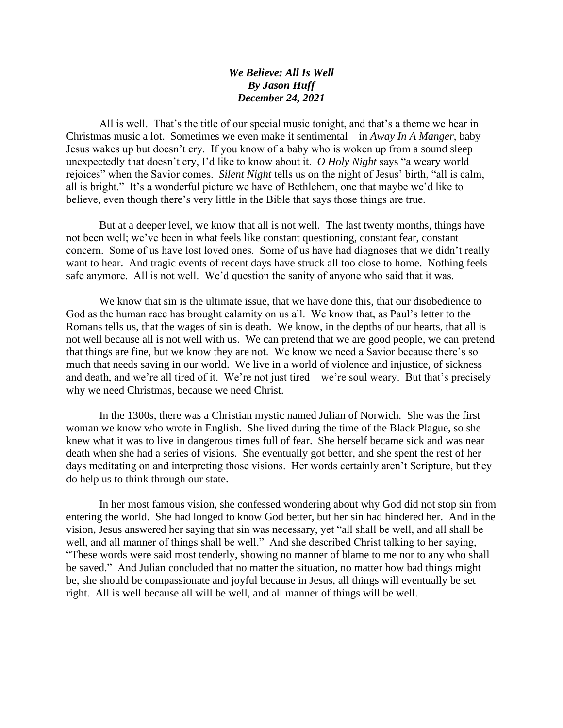***We Believe: All Is Well***
***By Jason Huff***
***December 24, 2021***

All is well. That's the title of our special music tonight, and that's a theme we hear in Christmas music a lot. Sometimes we even make it sentimental – in *Away In A Manger*, baby Jesus wakes up but doesn't cry. If you know of a baby who is woken up from a sound sleep unexpectedly that doesn't cry, I'd like to know about it. *O Holy Night* says "a weary world rejoices" when the Savior comes. *Silent Night* tells us on the night of Jesus' birth, "all is calm, all is bright." It's a wonderful picture we have of Bethlehem, one that maybe we'd like to believe, even though there's very little in the Bible that says those things are true.

But at a deeper level, we know that all is not well. The last twenty months, things have not been well; we've been in what feels like constant questioning, constant fear, constant concern. Some of us have lost loved ones. Some of us have had diagnoses that we didn't really want to hear. And tragic events of recent days have struck all too close to home. Nothing feels safe anymore. All is not well. We'd question the sanity of anyone who said that it was.

We know that sin is the ultimate issue, that we have done this, that our disobedience to God as the human race has brought calamity on us all. We know that, as Paul's letter to the Romans tells us, that the wages of sin is death. We know, in the depths of our hearts, that all is not well because all is not well with us. We can pretend that we are good people, we can pretend that things are fine, but we know they are not. We know we need a Savior because there's so much that needs saving in our world. We live in a world of violence and injustice, of sickness and death, and we're all tired of it. We're not just tired – we're soul weary. But that's precisely why we need Christmas, because we need Christ.

In the 1300s, there was a Christian mystic named Julian of Norwich. She was the first woman we know who wrote in English. She lived during the time of the Black Plague, so she knew what it was to live in dangerous times full of fear. She herself became sick and was near death when she had a series of visions. She eventually got better, and she spent the rest of her days meditating on and interpreting those visions. Her words certainly aren't Scripture, but they do help us to think through our state.

In her most famous vision, she confessed wondering about why God did not stop sin from entering the world. She had longed to know God better, but her sin had hindered her. And in the vision, Jesus answered her saying that sin was necessary, yet "all shall be well, and all shall be well, and all manner of things shall be well." And she described Christ talking to her saying, "These words were said most tenderly, showing no manner of blame to me nor to any who shall be saved." And Julian concluded that no matter the situation, no matter how bad things might be, she should be compassionate and joyful because in Jesus, all things will eventually be set right. All is well because all will be well, and all manner of things will be well.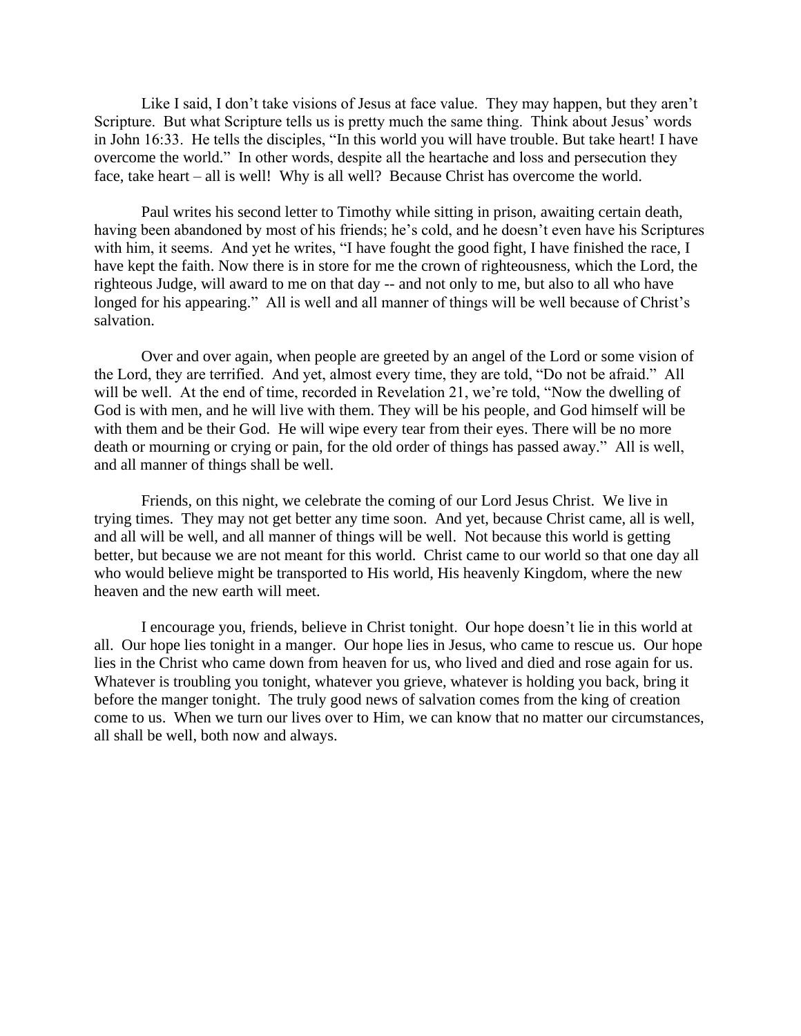Like I said, I don't take visions of Jesus at face value. They may happen, but they aren't Scripture. But what Scripture tells us is pretty much the same thing. Think about Jesus' words in John 16:33. He tells the disciples, "In this world you will have trouble. But take heart! I have overcome the world." In other words, despite all the heartache and loss and persecution they face, take heart – all is well! Why is all well? Because Christ has overcome the world.

Paul writes his second letter to Timothy while sitting in prison, awaiting certain death, having been abandoned by most of his friends; he's cold, and he doesn't even have his Scriptures with him, it seems. And yet he writes, "I have fought the good fight, I have finished the race, I have kept the faith. Now there is in store for me the crown of righteousness, which the Lord, the righteous Judge, will award to me on that day -- and not only to me, but also to all who have longed for his appearing." All is well and all manner of things will be well because of Christ's salvation.

Over and over again, when people are greeted by an angel of the Lord or some vision of the Lord, they are terrified. And yet, almost every time, they are told, "Do not be afraid." All will be well. At the end of time, recorded in Revelation 21, we're told, "Now the dwelling of God is with men, and he will live with them. They will be his people, and God himself will be with them and be their God. He will wipe every tear from their eyes. There will be no more death or mourning or crying or pain, for the old order of things has passed away." All is well, and all manner of things shall be well.

Friends, on this night, we celebrate the coming of our Lord Jesus Christ. We live in trying times. They may not get better any time soon. And yet, because Christ came, all is well, and all will be well, and all manner of things will be well. Not because this world is getting better, but because we are not meant for this world. Christ came to our world so that one day all who would believe might be transported to His world, His heavenly Kingdom, where the new heaven and the new earth will meet.

I encourage you, friends, believe in Christ tonight. Our hope doesn't lie in this world at all. Our hope lies tonight in a manger. Our hope lies in Jesus, who came to rescue us. Our hope lies in the Christ who came down from heaven for us, who lived and died and rose again for us. Whatever is troubling you tonight, whatever you grieve, whatever is holding you back, bring it before the manger tonight. The truly good news of salvation comes from the king of creation come to us. When we turn our lives over to Him, we can know that no matter our circumstances, all shall be well, both now and always.